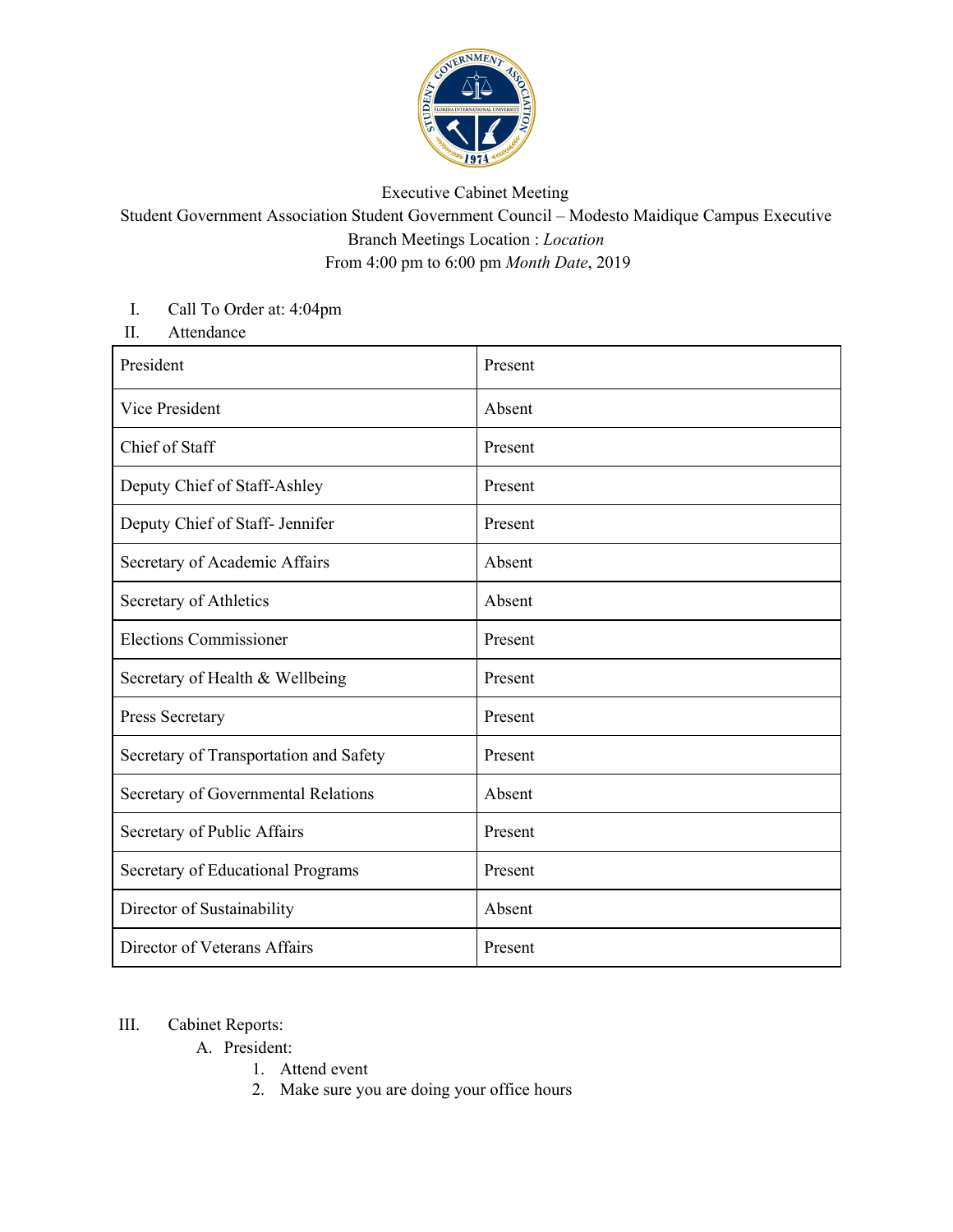Executive Cabinet Meeting

Student Government Association Student Government Council – Modesto Maidique Campus Executive Branch Meetings Location : *Location*

From 4:00 pm to 6:00 pm *Month Date*, 2019

I. Call To Order at: 4:04pm

II. Attendance

| | |
|---|---|
| President | Present |
| Vice President | Absent |
| Chief of Staff | Present |
| Deputy Chief of Staff-Ashley | Present |
| Deputy Chief of Staff- Jennifer | Present |
| Secretary of Academic Affairs | Absent |
| Secretary of Athletics | Absent |
| Elections Commissioner | Present |
| Secretary of Health & Wellbeing | Present |
| Press Secretary | Present |
| Secretary of Transportation and Safety | Present |
| Secretary of Governmental Relations | Absent |
| Secretary of Public Affairs | Present |
| Secretary of Educational Programs | Present |
| Director of Sustainability | Absent |
| Director of Veterans Affairs | Present |

III. Cabinet Reports:

A. President:

1. Attend event
2. Make sure you are doing your office hours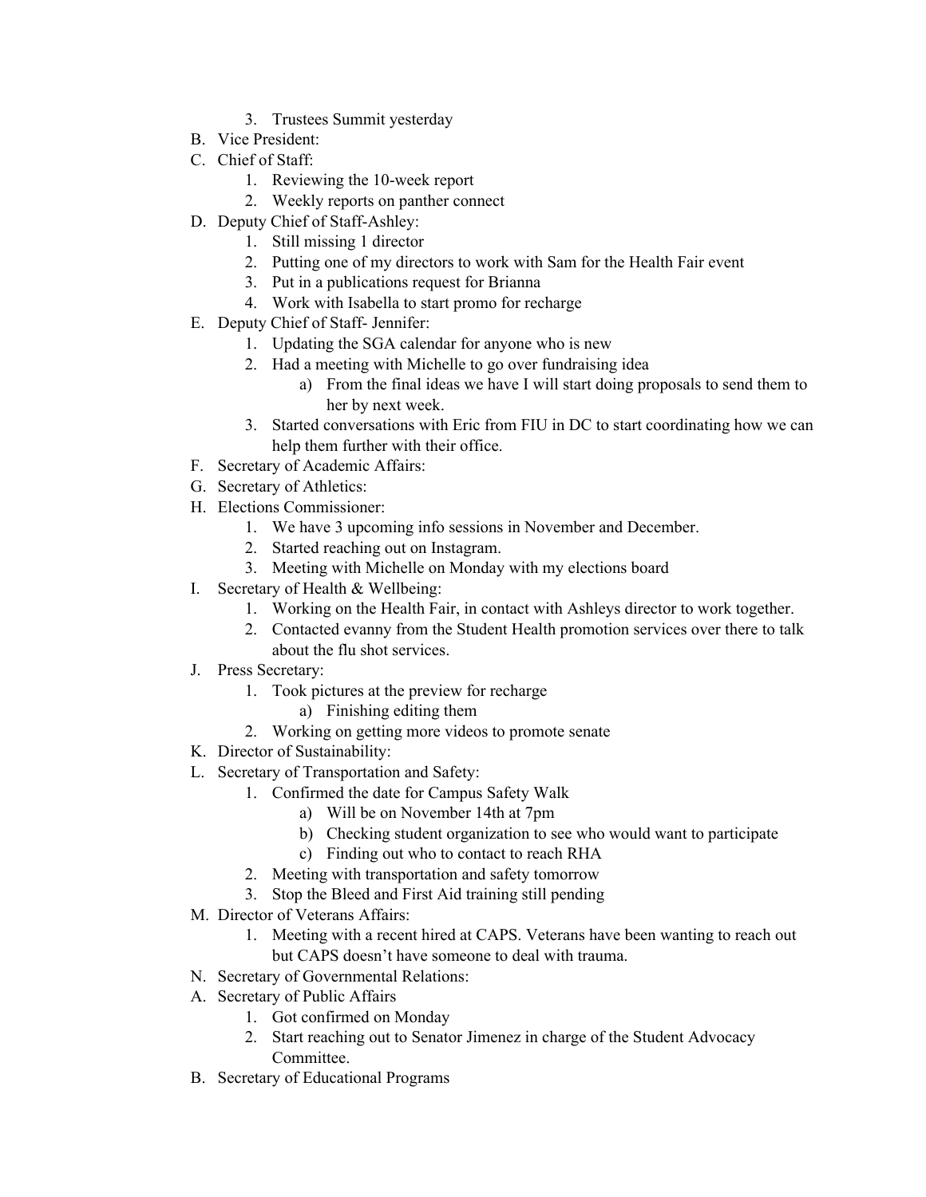3. Trustees Summit yesterday

B. Vice President:

C. Chief of Staff:
   1. Reviewing the 10-week report
   2. Weekly reports on panther connect

D. Deputy Chief of Staff-Ashley:
   1. Still missing 1 director
   2. Putting one of my directors to work with Sam for the Health Fair event
   3. Put in a publications request for Brianna
   4. Work with Isabella to start promo for recharge

E. Deputy Chief of Staff- Jennifer:
   1. Updating the SGA calendar for anyone who is new
   2. Had a meeting with Michelle to go over fundraising idea
      a) From the final ideas we have I will start doing proposals to send them to her by next week.
   3. Started conversations with Eric from FIU in DC to start coordinating how we can help them further with their office.

F. Secretary of Academic Affairs:

G. Secretary of Athletics:

H. Elections Commissioner:
   1. We have 3 upcoming info sessions in November and December.
   2. Started reaching out on Instagram.
   3. Meeting with Michelle on Monday with my elections board

I. Secretary of Health & Wellbeing:
   1. Working on the Health Fair, in contact with Ashleys director to work together.
   2. Contacted evanny from the Student Health promotion services over there to talk about the flu shot services.

J. Press Secretary:
   1. Took pictures at the preview for recharge
      a) Finishing editing them
   2. Working on getting more videos to promote senate

K. Director of Sustainability:

L. Secretary of Transportation and Safety:
   1. Confirmed the date for Campus Safety Walk
      a) Will be on November 14th at 7pm
      b) Checking student organization to see who would want to participate
      c) Finding out who to contact to reach RHA
   2. Meeting with transportation and safety tomorrow
   3. Stop the Bleed and First Aid training still pending

M. Director of Veterans Affairs:
   1. Meeting with a recent hired at CAPS. Veterans have been wanting to reach out but CAPS doesn't have someone to deal with trauma.

N. Secretary of Governmental Relations:

A. Secretary of Public Affairs
   1. Got confirmed on Monday
   2. Start reaching out to Senator Jimenez in charge of the Student Advocacy Committee.

B. Secretary of Educational Programs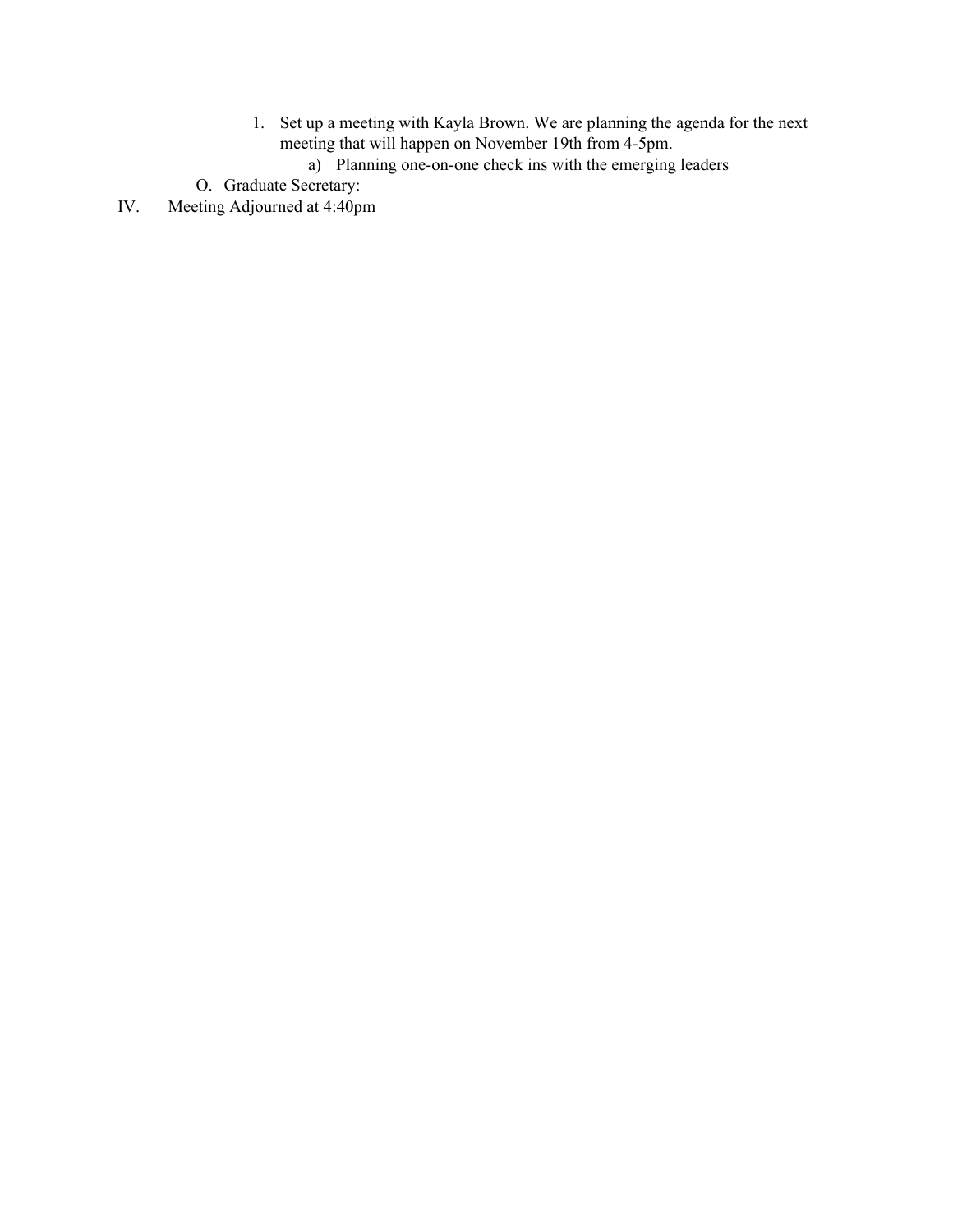1. Set up a meeting with Kayla Brown. We are planning the agenda for the next meeting that will happen on November 19th from 4-5pm.
    - a) Planning one-on-one check ins with the emerging leaders

O. Graduate Secretary:

IV. Meeting Adjourned at 4:40pm